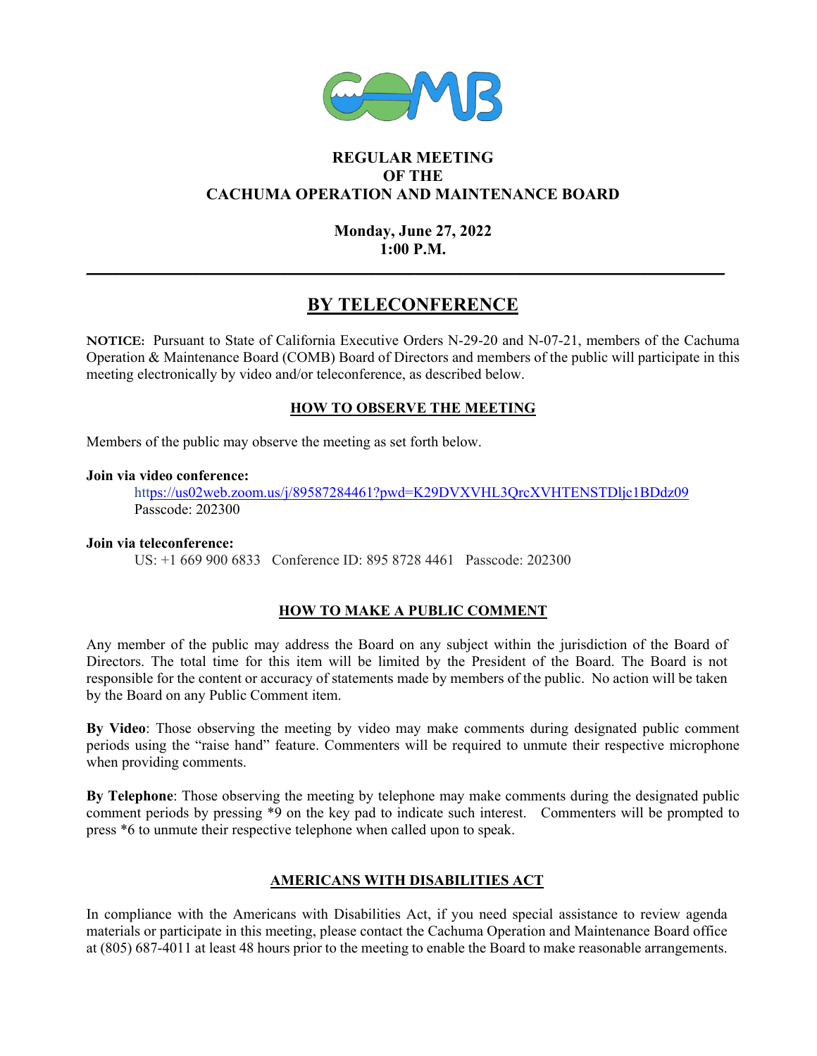# REGULAR MEETING
# OF THE
# CACHUMA OPERATION AND MAINTENANCE BOARD

**Monday, June 27, 2022**
**1:00 P.M.**

---

## BY TELECONFERENCE

**NOTICE:** Pursuant to State of California Executive Orders N-29-20 and N-07-21, members of the Cachuma Operation & Maintenance Board (COMB) Board of Directors and members of the public will participate in this meeting electronically by video and/or teleconference, as described below.

### HOW TO OBSERVE THE MEETING

Members of the public may observe the meeting as set forth below.

**Join via video conference:**
https://us02web.zoom.us/j/89587284461?pwd=K29DVXVHL3QrcXVHTENSTDljc1BDdz09
Passcode: 202300

**Join via teleconference:**
US: +1 669 900 6833 Conference ID: 895 8728 4461 Passcode: 202300

### HOW TO MAKE A PUBLIC COMMENT

Any member of the public may address the Board on any subject within the jurisdiction of the Board of Directors. The total time for this item will be limited by the President of the Board. The Board is not responsible for the content or accuracy of statements made by members of the public. No action will be taken by the Board on any Public Comment item.

**By Video**: Those observing the meeting by video may make comments during designated public comment periods using the "raise hand" feature. Commenters will be required to unmute their respective microphone when providing comments.

**By Telephone**: Those observing the meeting by telephone may make comments during the designated public comment periods by pressing *9 on the key pad to indicate such interest. Commenters will be prompted to press *6 to unmute their respective telephone when called upon to speak.

### AMERICANS WITH DISABILITIES ACT

In compliance with the Americans with Disabilities Act, if you need special assistance to review agenda materials or participate in this meeting, please contact the Cachuma Operation and Maintenance Board office at (805) 687-4011 at least 48 hours prior to the meeting to enable the Board to make reasonable arrangements.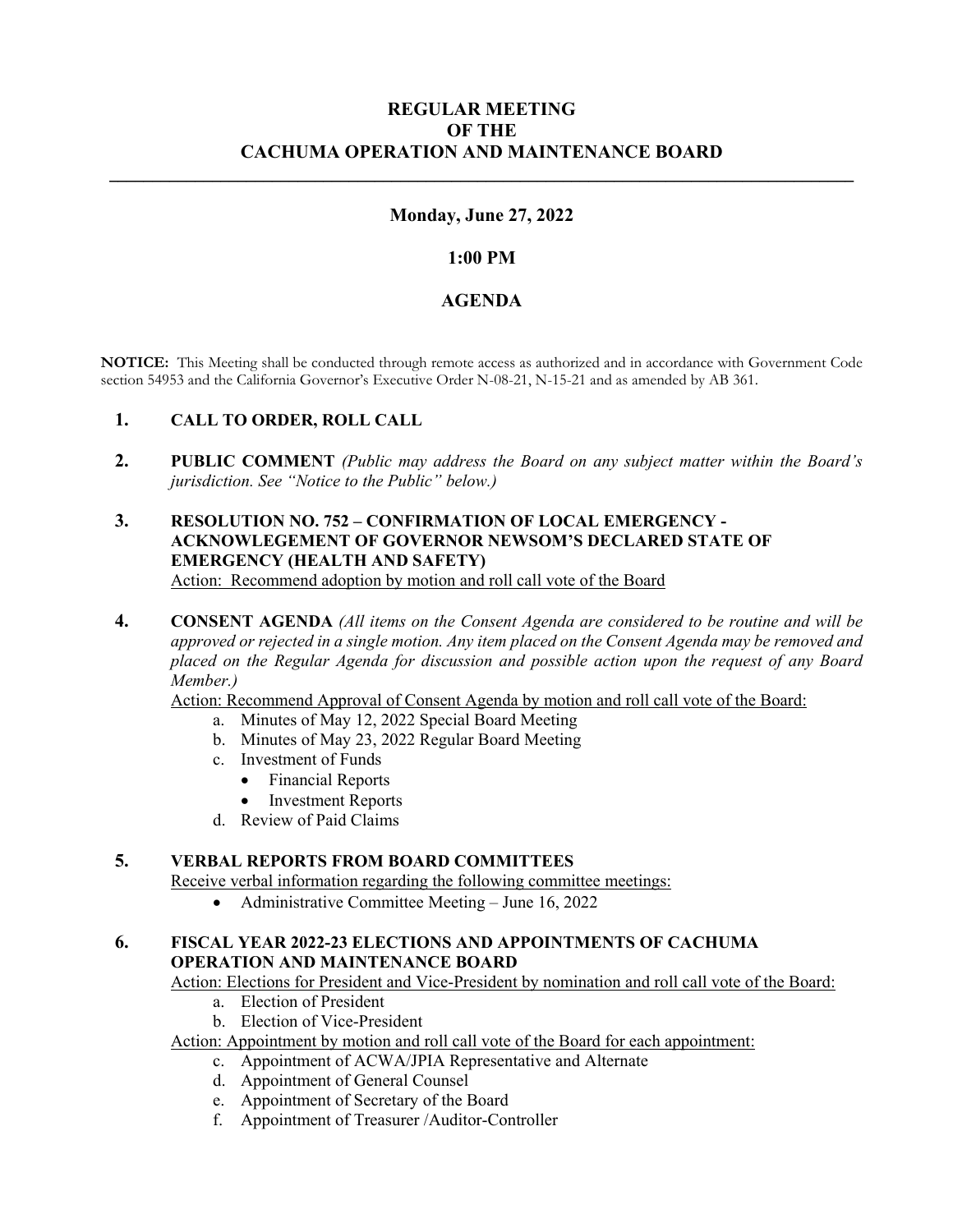**REGULAR MEETING**
**OF THE**
**CACHUMA OPERATION AND MAINTENANCE BOARD**

---

**Monday, June 27, 2022**

**1:00 PM**

**AGENDA**

**NOTICE:** This Meeting shall be conducted through remote access as authorized and in accordance with Government Code section 54953 and the California Governor's Executive Order N-08-21, N-15-21 and as amended by AB 361.

1. **CALL TO ORDER, ROLL CALL**

2. **PUBLIC COMMENT** *(Public may address the Board on any subject matter within the Board's jurisdiction. See "Notice to the Public" below.)*

3. **RESOLUTION NO. 752 – CONFIRMATION OF LOCAL EMERGENCY - ACKNOWLEGEMENT OF GOVERNOR NEWSOM'S DECLARED STATE OF EMERGENCY (HEALTH AND SAFETY)**
   Action: Recommend adoption by motion and roll call vote of the Board

4. **CONSENT AGENDA** *(All items on the Consent Agenda are considered to be routine and will be approved or rejected in a single motion. Any item placed on the Consent Agenda may be removed and placed on the Regular Agenda for discussion and possible action upon the request of any Board Member.)*
   Action: Recommend Approval of Consent Agenda by motion and roll call vote of the Board:
   a. Minutes of May 12, 2022 Special Board Meeting
   b. Minutes of May 23, 2022 Regular Board Meeting
   c. Investment of Funds
      - Financial Reports
      - Investment Reports
   d. Review of Paid Claims

5. **VERBAL REPORTS FROM BOARD COMMITTEES**
   Receive verbal information regarding the following committee meetings:
   - Administrative Committee Meeting – June 16, 2022

6. **FISCAL YEAR 2022-23 ELECTIONS AND APPOINTMENTS OF CACHUMA OPERATION AND MAINTENANCE BOARD**
   Action: Elections for President and Vice-President by nomination and roll call vote of the Board:
   a. Election of President
   b. Election of Vice-President
   Action: Appointment by motion and roll call vote of the Board for each appointment:
   c. Appointment of ACWA/JPIA Representative and Alternate
   d. Appointment of General Counsel
   e. Appointment of Secretary of the Board
   f. Appointment of Treasurer /Auditor-Controller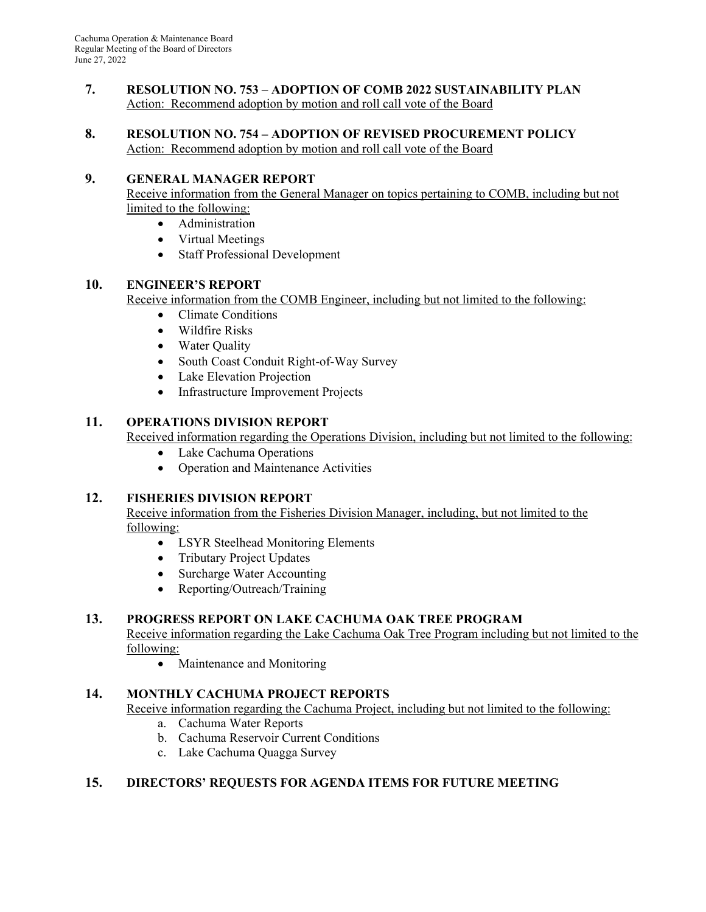**7. RESOLUTION NO. 753 – ADOPTION OF COMB 2022 SUSTAINABILITY PLAN**
Action: Recommend adoption by motion and roll call vote of the Board

**8. RESOLUTION NO. 754 – ADOPTION OF REVISED PROCUREMENT POLICY**
Action: Recommend adoption by motion and roll call vote of the Board

**9. GENERAL MANAGER REPORT**
Receive information from the General Manager on topics pertaining to COMB, including but not limited to the following:

- Administration
- Virtual Meetings
- Staff Professional Development

**10. ENGINEER'S REPORT**
Receive information from the COMB Engineer, including but not limited to the following:

- Climate Conditions
- Wildfire Risks
- Water Quality
- South Coast Conduit Right-of-Way Survey
- Lake Elevation Projection
- Infrastructure Improvement Projects

**11. OPERATIONS DIVISION REPORT**
Received information regarding the Operations Division, including but not limited to the following:

- Lake Cachuma Operations
- Operation and Maintenance Activities

**12. FISHERIES DIVISION REPORT**
Receive information from the Fisheries Division Manager, including, but not limited to the following:

- LSYR Steelhead Monitoring Elements
- Tributary Project Updates
- Surcharge Water Accounting
- Reporting/Outreach/Training

**13. PROGRESS REPORT ON LAKE CACHUMA OAK TREE PROGRAM**
Receive information regarding the Lake Cachuma Oak Tree Program including but not limited to the following:

- Maintenance and Monitoring

**14. MONTHLY CACHUMA PROJECT REPORTS**
Receive information regarding the Cachuma Project, including but not limited to the following:

a. Cachuma Water Reports
b. Cachuma Reservoir Current Conditions
c. Lake Cachuma Quagga Survey

**15. DIRECTORS' REQUESTS FOR AGENDA ITEMS FOR FUTURE MEETING**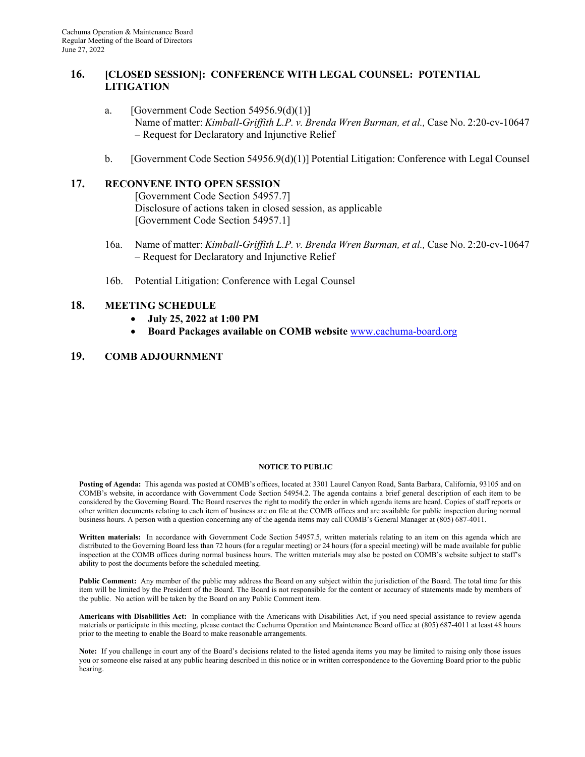## 16. [CLOSED SESSION]: CONFERENCE WITH LEGAL COUNSEL: POTENTIAL LITIGATION

a. [Government Code Section 54956.9(d)(1)]
Name of matter: *Kimball-Griffith L.P. v. Brenda Wren Burman, et al.,* Case No. 2:20-cv-10647 – Request for Declaratory and Injunctive Relief

b. [Government Code Section 54956.9(d)(1)] Potential Litigation: Conference with Legal Counsel

## 17. RECONVENE INTO OPEN SESSION

[Government Code Section 54957.7]
Disclosure of actions taken in closed session, as applicable
[Government Code Section 54957.1]

16a. Name of matter: *Kimball-Griffith L.P. v. Brenda Wren Burman, et al.,* Case No. 2:20-cv-10647 – Request for Declaratory and Injunctive Relief

16b. Potential Litigation: Conference with Legal Counsel

## 18. MEETING SCHEDULE

- **July 25, 2022 at 1:00 PM**
- **Board Packages available on COMB website** www.cachuma-board.org

## 19. COMB ADJOURNMENT

**NOTICE TO PUBLIC**

**Posting of Agenda:** This agenda was posted at COMB's offices, located at 3301 Laurel Canyon Road, Santa Barbara, California, 93105 and on COMB's website, in accordance with Government Code Section 54954.2. The agenda contains a brief general description of each item to be considered by the Governing Board. The Board reserves the right to modify the order in which agenda items are heard. Copies of staff reports or other written documents relating to each item of business are on file at the COMB offices and are available for public inspection during normal business hours. A person with a question concerning any of the agenda items may call COMB's General Manager at (805) 687-4011.

**Written materials:** In accordance with Government Code Section 54957.5, written materials relating to an item on this agenda which are distributed to the Governing Board less than 72 hours (for a regular meeting) or 24 hours (for a special meeting) will be made available for public inspection at the COMB offices during normal business hours. The written materials may also be posted on COMB's website subject to staff's ability to post the documents before the scheduled meeting.

**Public Comment:** Any member of the public may address the Board on any subject within the jurisdiction of the Board. The total time for this item will be limited by the President of the Board. The Board is not responsible for the content or accuracy of statements made by members of the public. No action will be taken by the Board on any Public Comment item.

**Americans with Disabilities Act:** In compliance with the Americans with Disabilities Act, if you need special assistance to review agenda materials or participate in this meeting, please contact the Cachuma Operation and Maintenance Board office at (805) 687-4011 at least 48 hours prior to the meeting to enable the Board to make reasonable arrangements.

**Note:** If you challenge in court any of the Board's decisions related to the listed agenda items you may be limited to raising only those issues you or someone else raised at any public hearing described in this notice or in written correspondence to the Governing Board prior to the public hearing.